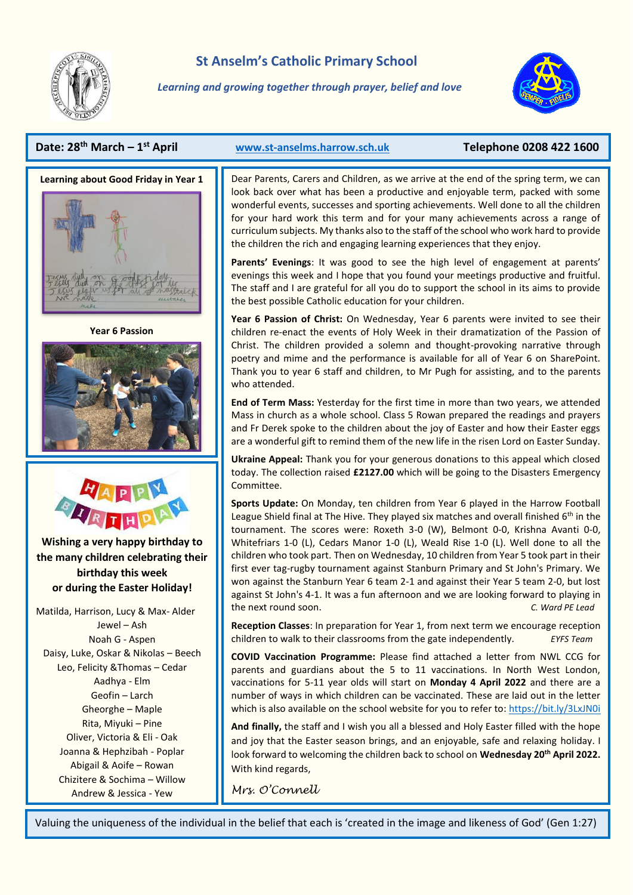# St Anselm's Catholic Primary School

*Learning and growing together through prayer, belief and love*

**Date: 28th March – 1st April** | www.st-anselms.harrow.sch.uk | **Telephone 0208 422 1600**

**Learning about Good Friday in Year 1**

**Year 6 Passion**

**Wishing a very happy birthday to the many children celebrating their birthday this week or during the Easter Holiday!**

Matilda, Harrison, Lucy & Max- Alder
Jewel – Ash
Noah G - Aspen
Daisy, Luke, Oskar & Nikolas – Beech
Leo, Felicity &Thomas – Cedar
Aadhya - Elm
Geofin – Larch
Gheorghe – Maple
Rita, Miyuki – Pine
Oliver, Victoria & Eli - Oak
Joanna & Hephzibah - Poplar
Abigail & Aoife – Rowan
Chizitere & Sochima – Willow
Andrew & Jessica - Yew

Dear Parents, Carers and Children, as we arrive at the end of the spring term, we can look back over what has been a productive and enjoyable term, packed with some wonderful events, successes and sporting achievements. Well done to all the children for your hard work this term and for your many achievements across a range of curriculum subjects. My thanks also to the staff of the school who work hard to provide the children the rich and engaging learning experiences that they enjoy.

**Parents' Evenings**: It was good to see the high level of engagement at parents' evenings this week and I hope that you found your meetings productive and fruitful. The staff and I are grateful for all you do to support the school in its aims to provide the best possible Catholic education for your children.

**Year 6 Passion of Christ:** On Wednesday, Year 6 parents were invited to see their children re-enact the events of Holy Week in their dramatization of the Passion of Christ. The children provided a solemn and thought-provoking narrative through poetry and mime and the performance is available for all of Year 6 on SharePoint. Thank you to year 6 staff and children, to Mr Pugh for assisting, and to the parents who attended.

**End of Term Mass:** Yesterday for the first time in more than two years, we attended Mass in church as a whole school. Class 5 Rowan prepared the readings and prayers and Fr Derek spoke to the children about the joy of Easter and how their Easter eggs are a wonderful gift to remind them of the new life in the risen Lord on Easter Sunday.

**Ukraine Appeal:** Thank you for your generous donations to this appeal which closed today. The collection raised **£2127.00** which will be going to the Disasters Emergency Committee.

**Sports Update:** On Monday, ten children from Year 6 played in the Harrow Football League Shield final at The Hive. They played six matches and overall finished 6th in the tournament. The scores were: Roxeth 3-0 (W), Belmont 0-0, Krishna Avanti 0-0, Whitefriars 1-0 (L), Cedars Manor 1-0 (L), Weald Rise 1-0 (L). Well done to all the children who took part. Then on Wednesday, 10 children from Year 5 took part in their first ever tag-rugby tournament against Stanburn Primary and St John's Primary. We won against the Stanburn Year 6 team 2-1 and against their Year 5 team 2-0, but lost against St John's 4-1. It was a fun afternoon and we are looking forward to playing in the next round soon. *C. Ward PE Lead*

**Reception Classes**: In preparation for Year 1, from next term we encourage reception children to walk to their classrooms from the gate independently. *EYFS Team*

**COVID Vaccination Programme:** Please find attached a letter from NWL CCG for parents and guardians about the 5 to 11 vaccinations. In North West London, vaccinations for 5-11 year olds will start on **Monday 4 April 2022** and there are a number of ways in which children can be vaccinated. These are laid out in the letter which is also available on the school website for you to refer to: https://bit.ly/3LxJN0i

**And finally,** the staff and I wish you all a blessed and Holy Easter filled with the hope and joy that the Easter season brings, and an enjoyable, safe and relaxing holiday. I look forward to welcoming the children back to school on **Wednesday 20th April 2022.**
With kind regards,

*Mrs. O'Connell*

Valuing the uniqueness of the individual in the belief that each is 'created in the image and likeness of God' (Gen 1:27)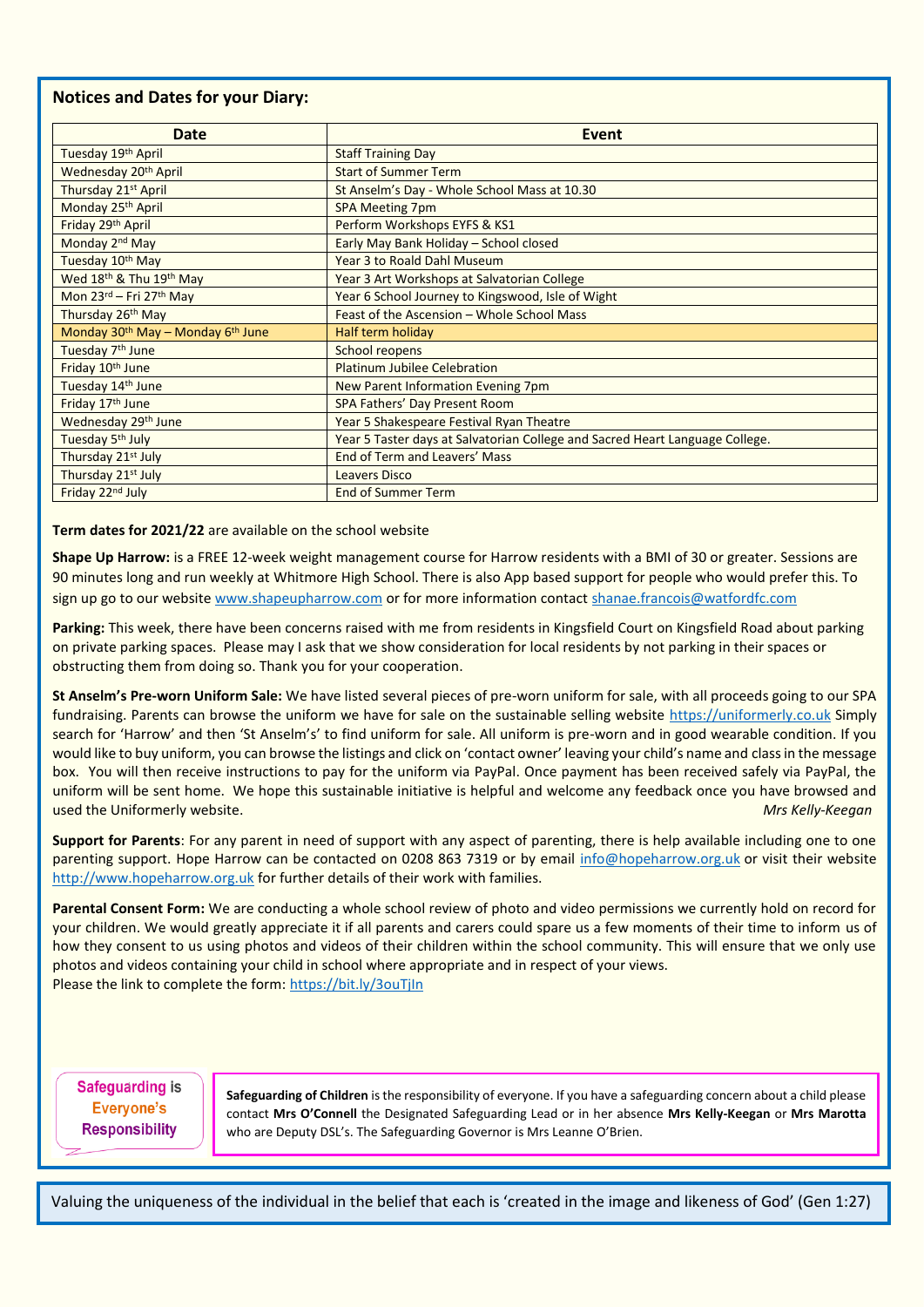## Notices and Dates for your Diary:

| Date | Event |
|---|---|
| Tuesday 19th April | Staff Training Day |
| Wednesday 20th April | Start of Summer Term |
| Thursday 21st April | St Anselm's Day - Whole School Mass at 10.30 |
| Monday 25th April | SPA Meeting 7pm |
| Friday 29th April | Perform Workshops EYFS & KS1 |
| Monday 2nd May | Early May Bank Holiday – School closed |
| Tuesday 10th May | Year 3 to Roald Dahl Museum |
| Wed 18th & Thu 19th May | Year 3 Art Workshops at Salvatorian College |
| Mon 23rd – Fri 27th May | Year 6 School Journey to Kingswood, Isle of Wight |
| Thursday 26th May | Feast of the Ascension – Whole School Mass |
| Monday 30th May – Monday 6th June | Half term holiday |
| Tuesday 7th June | School reopens |
| Friday 10th June | Platinum Jubilee Celebration |
| Tuesday 14th June | New Parent Information Evening 7pm |
| Friday 17th June | SPA Fathers' Day Present Room |
| Wednesday 29th June | Year 5 Shakespeare Festival Ryan Theatre |
| Tuesday 5th July | Year 5 Taster days at Salvatorian College and Sacred Heart Language College. |
| Thursday 21st July | End of Term and Leavers' Mass |
| Thursday 21st July | Leavers Disco |
| Friday 22nd July | End of Summer Term |

**Term dates for 2021/22** are available on the school website

**Shape Up Harrow:** is a FREE 12-week weight management course for Harrow residents with a BMI of 30 or greater. Sessions are 90 minutes long and run weekly at Whitmore High School. There is also App based support for people who would prefer this. To sign up go to our website www.shapeupharrow.com or for more information contact shanae.francois@watfordfc.com

**Parking:** This week, there have been concerns raised with me from residents in Kingsfield Court on Kingsfield Road about parking on private parking spaces. Please may I ask that we show consideration for local residents by not parking in their spaces or obstructing them from doing so. Thank you for your cooperation.

**St Anselm's Pre-worn Uniform Sale:** We have listed several pieces of pre-worn uniform for sale, with all proceeds going to our SPA fundraising. Parents can browse the uniform we have for sale on the sustainable selling website https://uniformerly.co.uk Simply search for 'Harrow' and then 'St Anselm's' to find uniform for sale. All uniform is pre-worn and in good wearable condition. If you would like to buy uniform, you can browse the listings and click on 'contact owner' leaving your child's name and class in the message box. You will then receive instructions to pay for the uniform via PayPal. Once payment has been received safely via PayPal, the uniform will be sent home. We hope this sustainable initiative is helpful and welcome any feedback once you have browsed and used the Uniformerly website. *Mrs Kelly-Keegan*

**Support for Parents**: For any parent in need of support with any aspect of parenting, there is help available including one to one parenting support. Hope Harrow can be contacted on 0208 863 7319 or by email info@hopeharrow.org.uk or visit their website http://www.hopeharrow.org.uk for further details of their work with families.

**Parental Consent Form:** We are conducting a whole school review of photo and video permissions we currently hold on record for your children. We would greatly appreciate it if all parents and carers could spare us a few moments of their time to inform us of how they consent to us using photos and videos of their children within the school community. This will ensure that we only use photos and videos containing your child in school where appropriate and in respect of your views.
Please the link to complete the form: https://bit.ly/3ouTjln

**Safeguarding is Everyone's Responsibility**

**Safeguarding of Children** is the responsibility of everyone. If you have a safeguarding concern about a child please contact **Mrs O'Connell** the Designated Safeguarding Lead or in her absence **Mrs Kelly-Keegan** or **Mrs Marotta** who are Deputy DSL's. The Safeguarding Governor is Mrs Leanne O'Brien.

Valuing the uniqueness of the individual in the belief that each is 'created in the image and likeness of God' (Gen 1:27)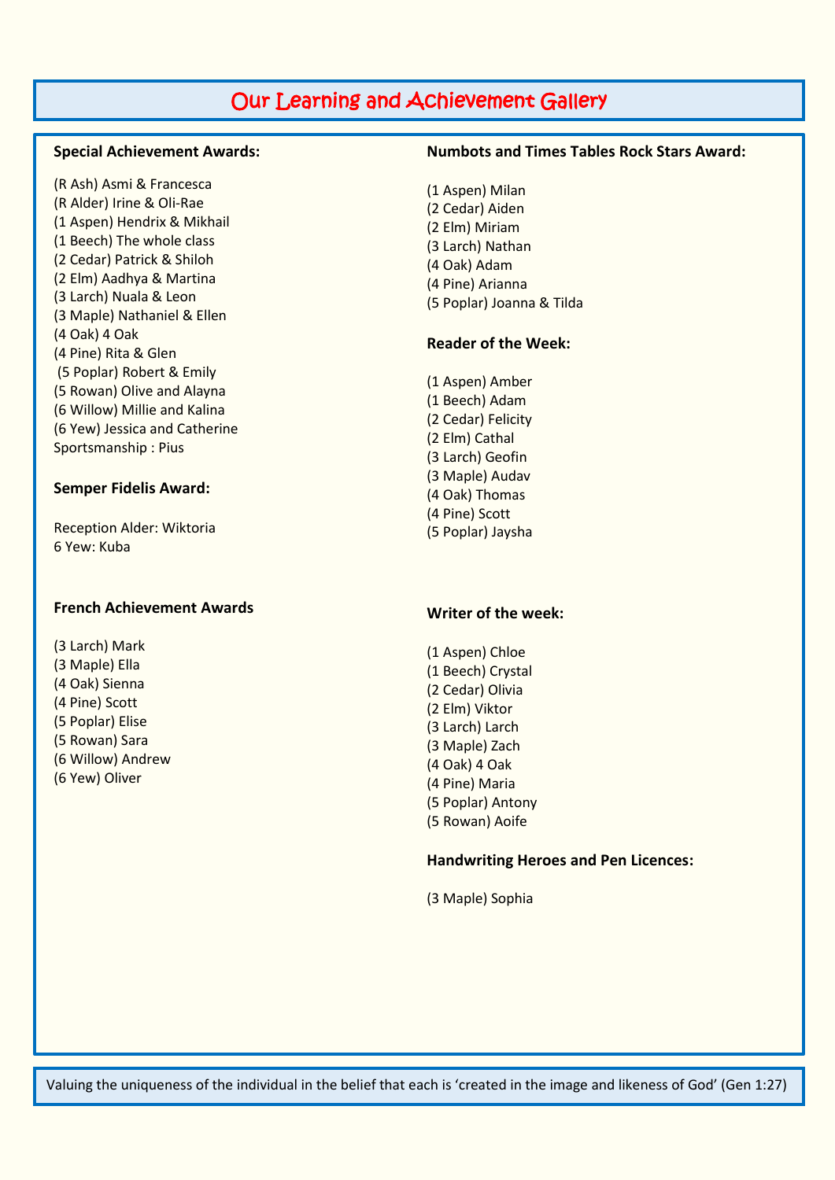# Our Learning and Achievement Gallery

**Special Achievement Awards:**

(R Ash) Asmi & Francesca
(R Alder) Irine & Oli-Rae
(1 Aspen) Hendrix & Mikhail
(1 Beech) The whole class
(2 Cedar) Patrick & Shiloh
(2 Elm) Aadhya & Martina
(3 Larch) Nuala & Leon
(3 Maple) Nathaniel & Ellen
(4 Oak) 4 Oak
(4 Pine) Rita & Glen
(5 Poplar) Robert & Emily
(5 Rowan) Olive and Alayna
(6 Willow) Millie and Kalina
(6 Yew) Jessica and Catherine
Sportsmanship : Pius

**Semper Fidelis Award:**

Reception Alder: Wiktoria
6 Yew: Kuba

**French Achievement Awards**

(3 Larch) Mark
(3 Maple) Ella
(4 Oak) Sienna
(4 Pine) Scott
(5 Poplar) Elise
(5 Rowan) Sara
(6 Willow) Andrew
(6 Yew) Oliver

**Numbots and Times Tables Rock Stars Award:**

(1 Aspen) Milan
(2 Cedar) Aiden
(2 Elm) Miriam
(3 Larch) Nathan
(4 Oak) Adam
(4 Pine) Arianna
(5 Poplar) Joanna & Tilda

**Reader of the Week:**

(1 Aspen) Amber
(1 Beech) Adam
(2 Cedar) Felicity
(2 Elm) Cathal
(3 Larch) Geofin
(3 Maple) Audav
(4 Oak) Thomas
(4 Pine) Scott
(5 Poplar) Jaysha

**Writer of the week:**

(1 Aspen) Chloe
(1 Beech) Crystal
(2 Cedar) Olivia
(2 Elm) Viktor
(3 Larch) Larch
(3 Maple) Zach
(4 Oak) 4 Oak
(4 Pine) Maria
(5 Poplar) Antony
(5 Rowan) Aoife

**Handwriting Heroes and Pen Licences:**

(3 Maple) Sophia

Valuing the uniqueness of the individual in the belief that each is 'created in the image and likeness of God' (Gen 1:27)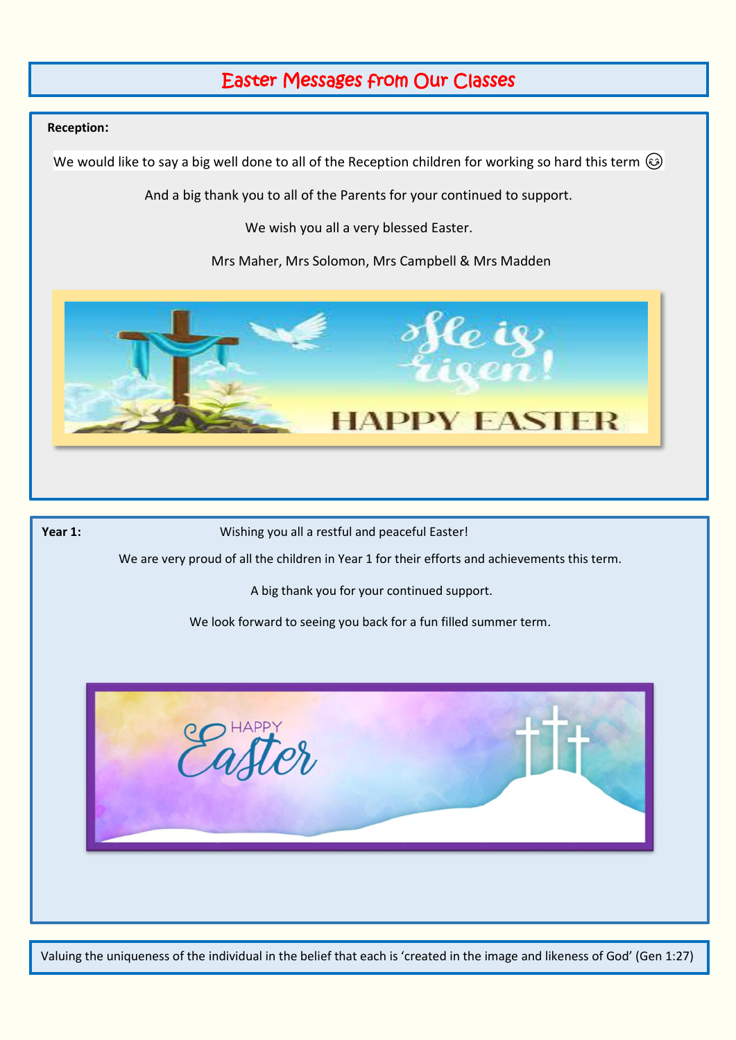# Easter Messages from Our Classes

**Reception:**

We would like to say a big well done to all of the Reception children for working so hard this term 😉

And a big thank you to all of the Parents for your continued to support.

We wish you all a very blessed Easter.

Mrs Maher, Mrs Solomon, Mrs Campbell & Mrs Madden

**Year 1:** Wishing you all a restful and peaceful Easter!

We are very proud of all the children in Year 1 for their efforts and achievements this term.

A big thank you for your continued support.

We look forward to seeing you back for a fun filled summer term.

Valuing the uniqueness of the individual in the belief that each is 'created in the image and likeness of God' (Gen 1:27)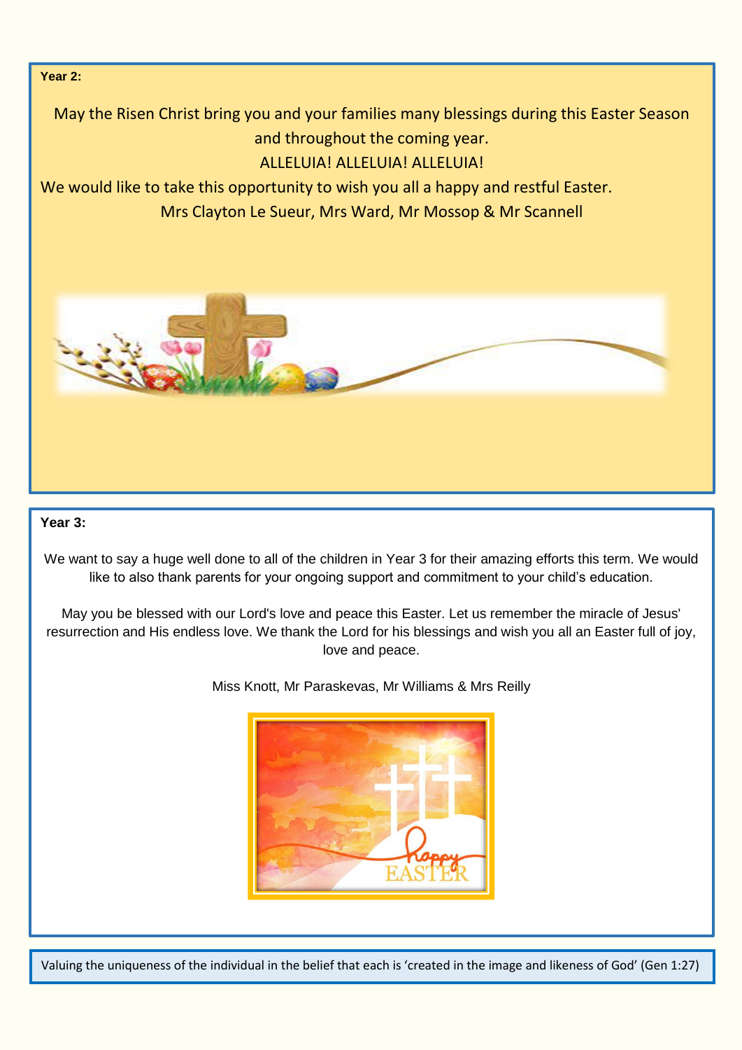**Year 2:**

May the Risen Christ bring you and your families many blessings during this Easter Season and throughout the coming year.

ALLELUIA! ALLELUIA! ALLELUIA!

We would like to take this opportunity to wish you all a happy and restful Easter.

Mrs Clayton Le Sueur, Mrs Ward, Mr Mossop & Mr Scannell

**Year 3:**

We want to say a huge well done to all of the children in Year 3 for their amazing efforts this term. We would like to also thank parents for your ongoing support and commitment to your child's education.

May you be blessed with our Lord's love and peace this Easter. Let us remember the miracle of Jesus' resurrection and His endless love. We thank the Lord for his blessings and wish you all an Easter full of joy, love and peace.

Miss Knott, Mr Paraskevas, Mr Williams & Mrs Reilly

Valuing the uniqueness of the individual in the belief that each is 'created in the image and likeness of God' (Gen 1:27)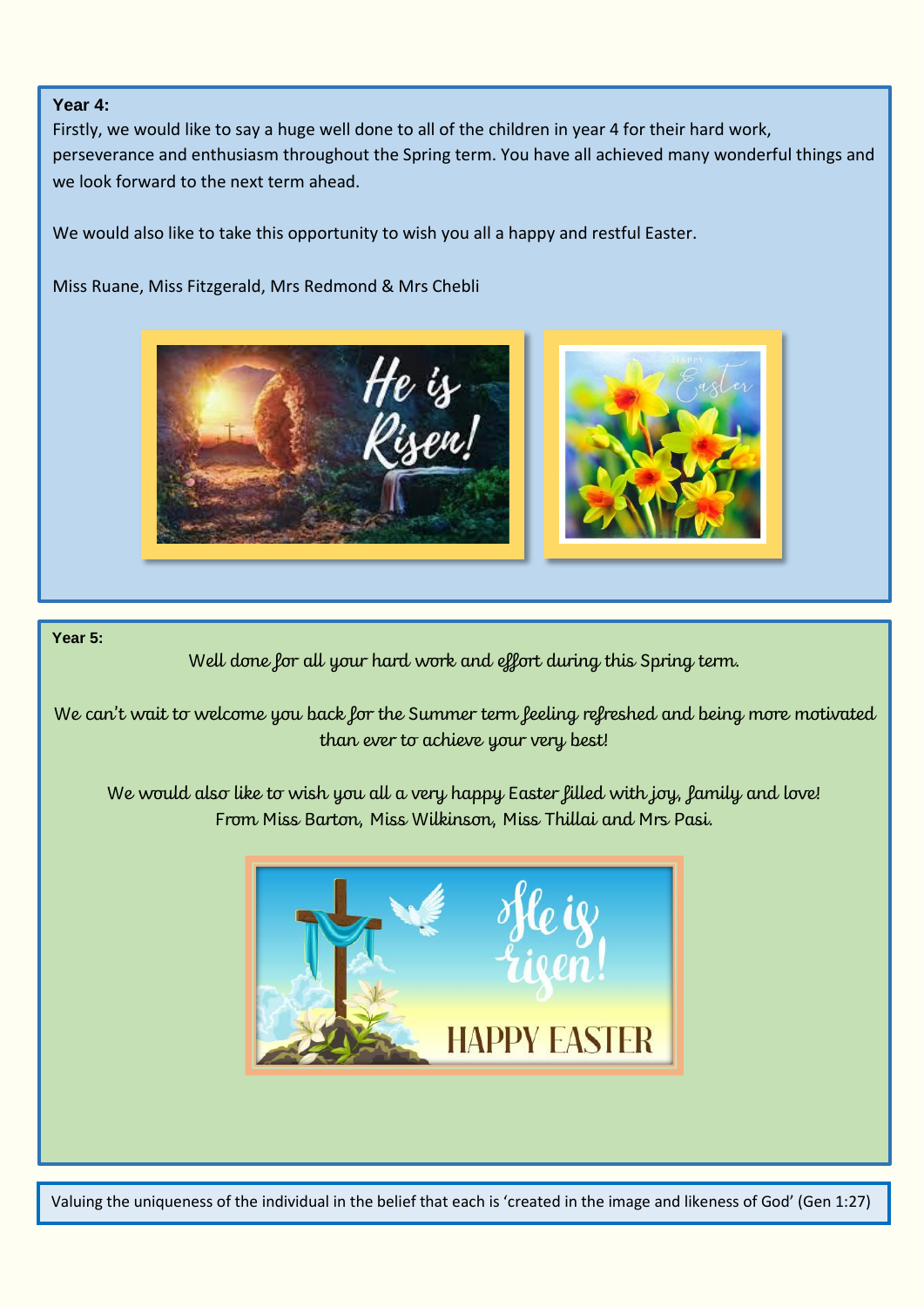**Year 4:**

Firstly, we would like to say a huge well done to all of the children in year 4 for their hard work, perseverance and enthusiasm throughout the Spring term. You have all achieved many wonderful things and we look forward to the next term ahead.

We would also like to take this opportunity to wish you all a happy and restful Easter.

Miss Ruane, Miss Fitzgerald, Mrs Redmond & Mrs Chebli

**Year 5:**

Well done for all your hard work and effort during this Spring term.

We can't wait to welcome you back for the Summer term feeling refreshed and being more motivated than ever to achieve your very best!

We would also like to wish you all a very happy Easter filled with joy, family and love!
From Miss Barton, Miss Wilkinson, Miss Thillai and Mrs Pasi.

Valuing the uniqueness of the individual in the belief that each is 'created in the image and likeness of God' (Gen 1:27)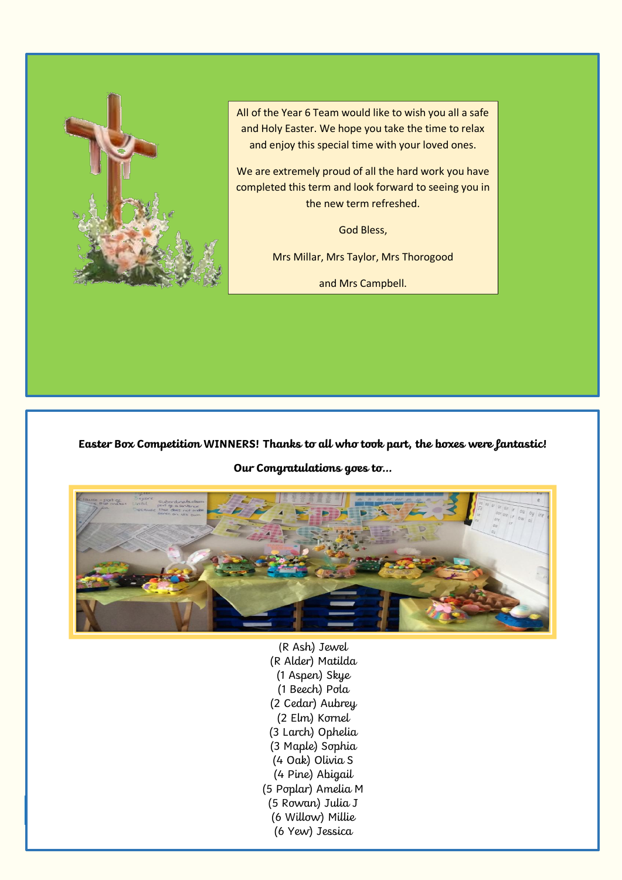All of the Year 6 Team would like to wish you all a safe and Holy Easter. We hope you take the time to relax and enjoy this special time with your loved ones.

We are extremely proud of all the hard work you have completed this term and look forward to seeing you in the new term refreshed.

God Bless,

Mrs Millar, Mrs Taylor, Mrs Thorogood

and Mrs Campbell.

**Easter Box Competition WINNERS! Thanks to all who took part, the boxes were fantastic!**

**Our Congratulations goes to…**

(R Ash) Jewel
(R Alder) Matilda
(1 Aspen) Skye
(1 Beech) Pola
(2 Cedar) Aubrey
(2 Elm) Kornel
(3 Larch) Ophelia
(3 Maple) Sophia
(4 Oak) Olivia S
(4 Pine) Abigail
(5 Poplar) Amelia M
(5 Rowan) Julia J
(6 Willow) Millie
(6 Yew) Jessica